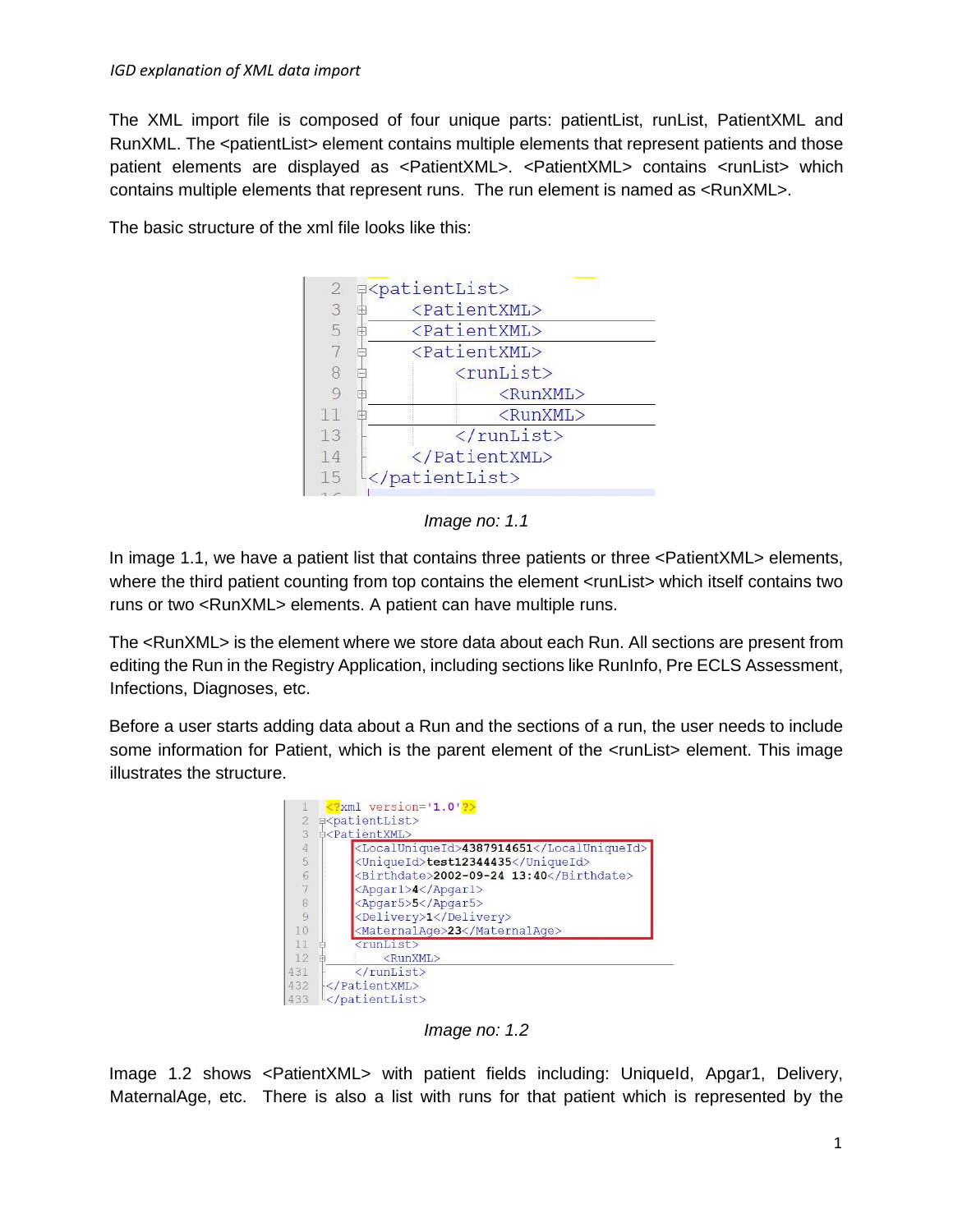The XML import file is composed of four unique parts: patientList, runList, PatientXML and RunXML. The <patientList> element contains multiple elements that represent patients and those patient elements are displayed as <PatientXML>. <PatientXML> contains <runList> which contains multiple elements that represent runs. The run element is named as <RunXML>.

The basic structure of the xml file looks like this:

```
2  <patientList>
3      <PatientXML>
5      <PatientXML>
7      <PatientXML>
8          <runList>
9              <RunXML>
11             <RunXML>
13         </runList>
14     </PatientXML>
15 </patientList>
```

*Image no: 1.1*

In image 1.1, we have a patient list that contains three patients or three <PatientXML> elements, where the third patient counting from top contains the element <runList> which itself contains two runs or two <RunXML> elements. A patient can have multiple runs.

The <RunXML> is the element where we store data about each Run. All sections are present from editing the Run in the Registry Application, including sections like RunInfo, Pre ECLS Assessment, Infections, Diagnoses, etc.

Before a user starts adding data about a Run and the sections of a run, the user needs to include some information for Patient, which is the parent element of the <runList> element. This image illustrates the structure.

```
1   <?xml version='1.0'?>
2   <patientList>
3   <PatientXML>
4       <LocalUniqueId>4387914651</LocalUniqueId>
5       <UniqueId>test12344435</UniqueId>
6       <Birthdate>2002-09-24 13:40</Birthdate>
7       <Apgar1>4</Apgar1>
8       <Apgar5>5</Apgar5>
9       <Delivery>1</Delivery>
10      <MaternalAge>23</MaternalAge>
11      <runList>
12          <RunXML>
431     </runList>
432 </PatientXML>
433 </patientList>
```

*Image no: 1.2*

Image 1.2 shows <PatientXML> with patient fields including: UniqueId, Apgar1, Delivery, MaternalAge, etc. There is also a list with runs for that patient which is represented by the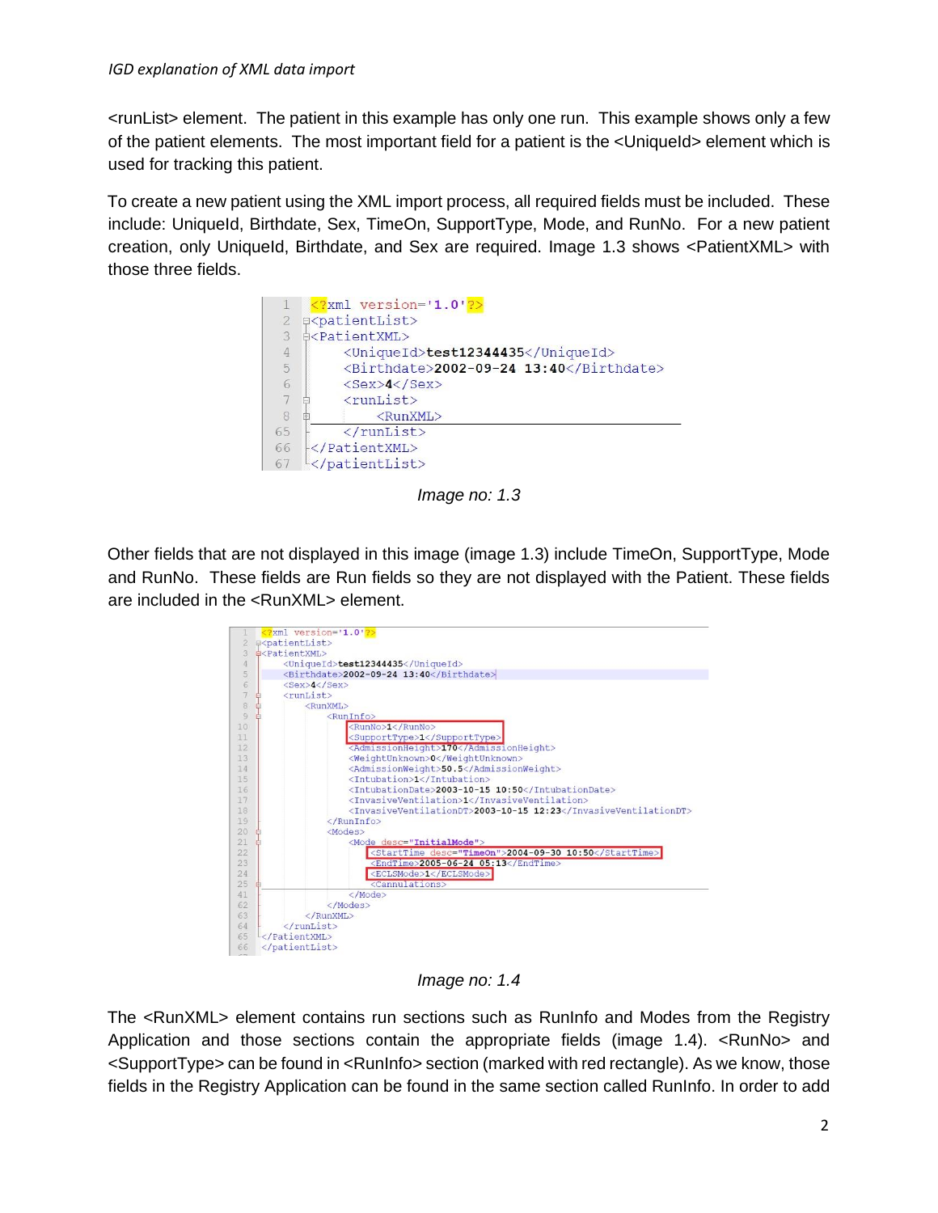<runList> element. The patient in this example has only one run. This example shows only a few of the patient elements. The most important field for a patient is the <UniqueId> element which is used for tracking this patient.

To create a new patient using the XML import process, all required fields must be included. These include: UniqueId, Birthdate, Sex, TimeOn, SupportType, Mode, and RunNo. For a new patient creation, only UniqueId, Birthdate, and Sex are required. Image 1.3 shows <PatientXML> with those three fields.

```
1   <?xml version='1.0'?>
2   <patientList>
3   <PatientXML>
4       <UniqueId>test12344435</UniqueId>
5       <Birthdate>2002-09-24 13:40</Birthdate>
6       <Sex>4</Sex>
7       <runList>
8           <RunXML>
65      </runList>
66  </PatientXML>
67  </patientList>
```

*Image no: 1.3*

Other fields that are not displayed in this image (image 1.3) include TimeOn, SupportType, Mode and RunNo. These fields are Run fields so they are not displayed with the Patient. These fields are included in the <RunXML> element.

```
1   <?xml version='1.0'?>
2   <patientList>
3   <PatientXML>
4       <UniqueId>test12344435</UniqueId>
5       <Birthdate>2002-09-24 13:40</Birthdate>
6       <Sex>4</Sex>
7       <runList>
8           <RunXML>
9               <RunInfo>
10                  <RunNo>1</RunNo>
11                  <SupportType>1</SupportType>
12                  <AdmissionHeight>170</AdmissionHeight>
13                  <WeightUnknown>0</WeightUnknown>
14                  <AdmissionWeight>50.5</AdmissionWeight>
15                  <Intubation>1</Intubation>
16                  <IntubationDate>2003-10-15 10:50</IntubationDate>
17                  <InvasiveVentilation>1</InvasiveVentilation>
18                  <InvasiveVentilationDT>2003-10-15 12:23</InvasiveVentilationDT>
19              </RunInfo>
20              <Modes>
21                  <Mode desc="InitialMode">
22                      <StartTime desc="TimeOn">2004-09-30 10:50</StartTime>
23                      <EndTime>2005-06-24 05:13</EndTime>
24                      <ECLSMode>1</ECLSMode>
25                      <Cannulations>
41                  </Mode>
62              </Modes>
63          </RunXML>
64      </runList>
65  </PatientXML>
66  </patientList>
```

*Image no: 1.4*

The <RunXML> element contains run sections such as RunInfo and Modes from the Registry Application and those sections contain the appropriate fields (image 1.4). <RunNo> and <SupportType> can be found in <RunInfo> section (marked with red rectangle). As we know, those fields in the Registry Application can be found in the same section called RunInfo. In order to add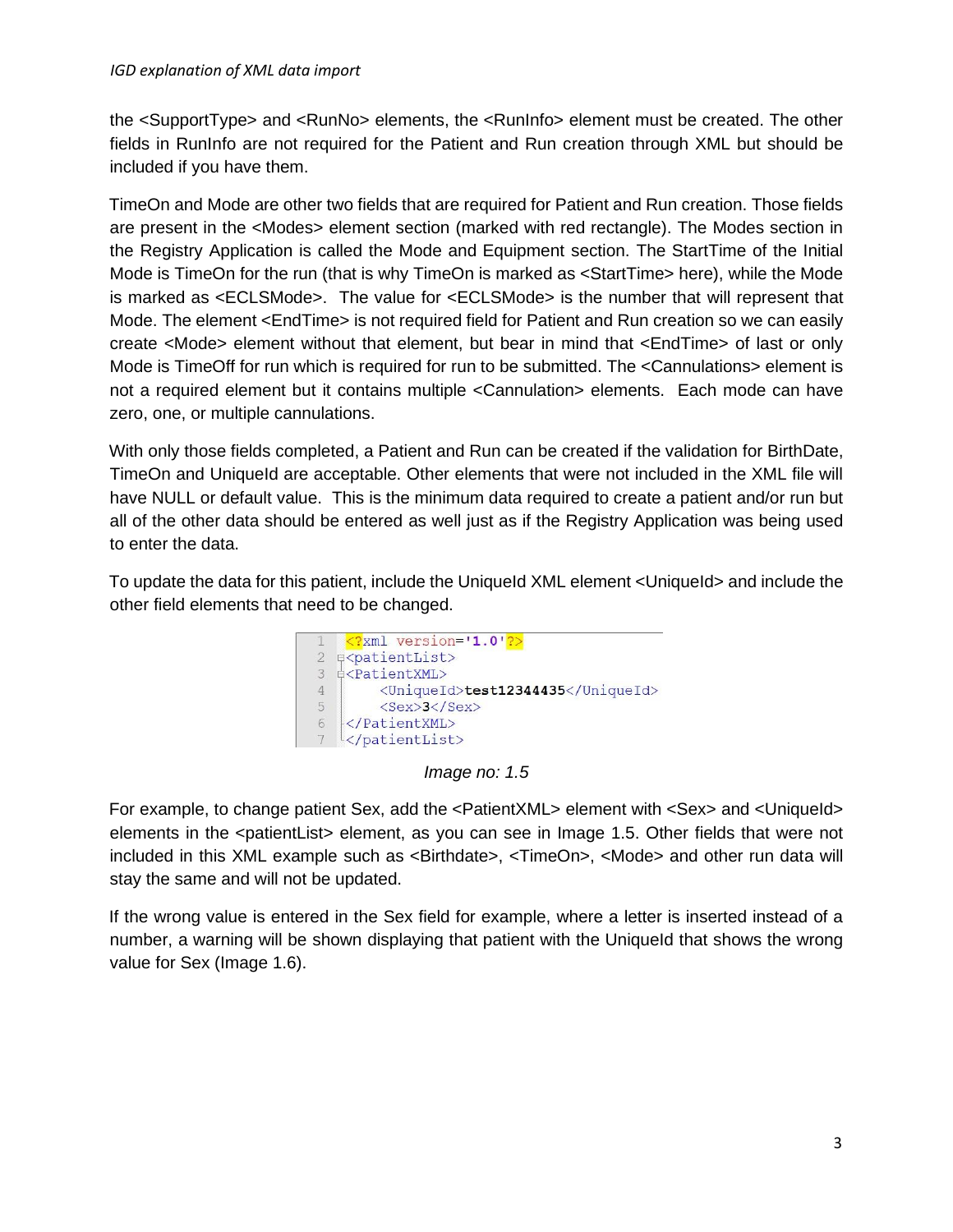the <SupportType> and <RunNo> elements, the <RunInfo> element must be created. The other fields in RunInfo are not required for the Patient and Run creation through XML but should be included if you have them.

TimeOn and Mode are other two fields that are required for Patient and Run creation. Those fields are present in the <Modes> element section (marked with red rectangle). The Modes section in the Registry Application is called the Mode and Equipment section. The StartTime of the Initial Mode is TimeOn for the run (that is why TimeOn is marked as <StartTime> here), while the Mode is marked as <ECLSMode>. The value for <ECLSMode> is the number that will represent that Mode. The element <EndTime> is not required field for Patient and Run creation so we can easily create <Mode> element without that element, but bear in mind that <EndTime> of last or only Mode is TimeOff for run which is required for run to be submitted. The <Cannulations> element is not a required element but it contains multiple <Cannulation> elements. Each mode can have zero, one, or multiple cannulations.

With only those fields completed, a Patient and Run can be created if the validation for BirthDate, TimeOn and UniqueId are acceptable. Other elements that were not included in the XML file will have NULL or default value. This is the minimum data required to create a patient and/or run but all of the other data should be entered as well just as if the Registry Application was being used to enter the data.

To update the data for this patient, include the UniqueId XML element <UniqueId> and include the other field elements that need to be changed.

```
<?xml version='1.0'?>
<patientList>
<PatientXML>
    <UniqueId>test12344435</UniqueId>
    <Sex>3</Sex>
</PatientXML>
</patientList>
```

*Image no: 1.5*

For example, to change patient Sex, add the <PatientXML> element with <Sex> and <UniqueId> elements in the <patientList> element, as you can see in Image 1.5. Other fields that were not included in this XML example such as <Birthdate>, <TimeOn>, <Mode> and other run data will stay the same and will not be updated.

If the wrong value is entered in the Sex field for example, where a letter is inserted instead of a number, a warning will be shown displaying that patient with the UniqueId that shows the wrong value for Sex (Image 1.6).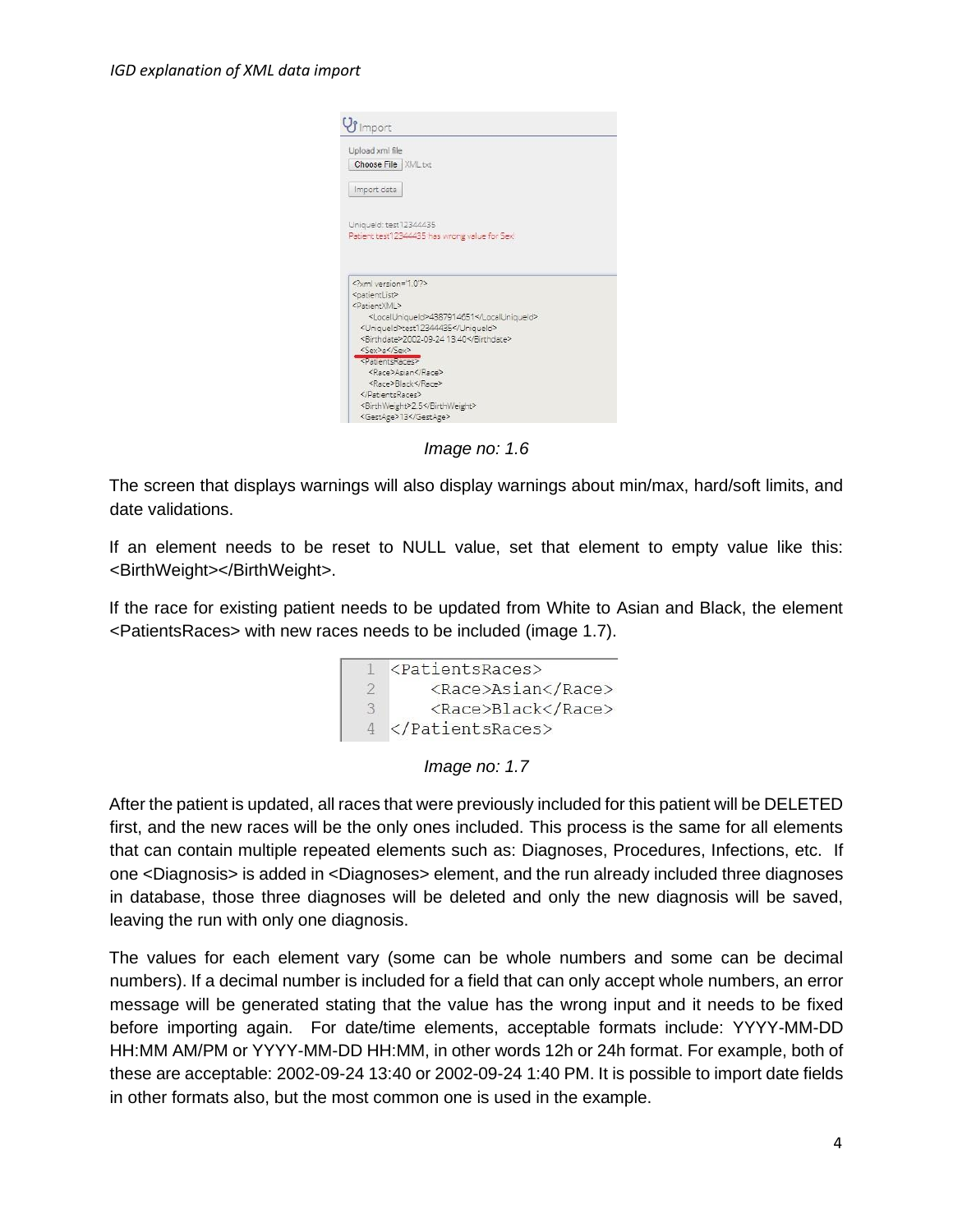Image no: 1.6

The screen that displays warnings will also display warnings about min/max, hard/soft limits, and date validations.

If an element needs to be reset to NULL value, set that element to empty value like this: <BirthWeight></BirthWeight>.

If the race for existing patient needs to be updated from White to Asian and Black, the element <PatientsRaces> with new races needs to be included (image 1.7).

```
1 <PatientsRaces>
2     <Race>Asian</Race>
3     <Race>Black</Race>
4 </PatientsRaces>
```

Image no: 1.7

After the patient is updated, all races that were previously included for this patient will be DELETED first, and the new races will be the only ones included. This process is the same for all elements that can contain multiple repeated elements such as: Diagnoses, Procedures, Infections, etc. If one <Diagnosis> is added in <Diagnoses> element, and the run already included three diagnoses in database, those three diagnoses will be deleted and only the new diagnosis will be saved, leaving the run with only one diagnosis.

The values for each element vary (some can be whole numbers and some can be decimal numbers). If a decimal number is included for a field that can only accept whole numbers, an error message will be generated stating that the value has the wrong input and it needs to be fixed before importing again. For date/time elements, acceptable formats include: YYYY-MM-DD HH:MM AM/PM or YYYY-MM-DD HH:MM, in other words 12h or 24h format. For example, both of these are acceptable: 2002-09-24 13:40 or 2002-09-24 1:40 PM. It is possible to import date fields in other formats also, but the most common one is used in the example.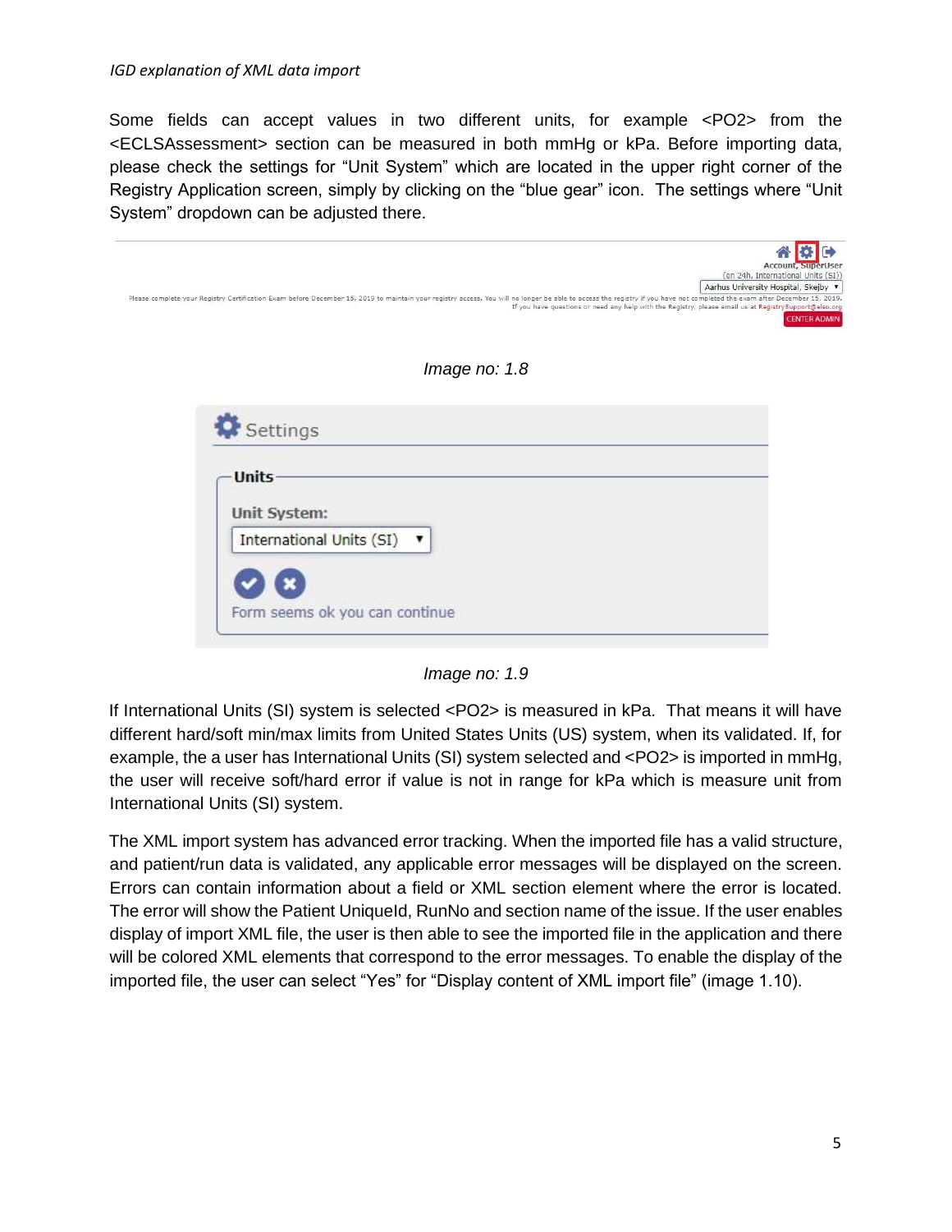Some fields can accept values in two different units, for example <PO2> from the <ECLSAssessment> section can be measured in both mmHg or kPa. Before importing data, please check the settings for "Unit System" which are located in the upper right corner of the Registry Application screen, simply by clicking on the "blue gear" icon. The settings where "Unit System" dropdown can be adjusted there.

*Image no: 1.8*

*Image no: 1.9*

If International Units (SI) system is selected <PO2> is measured in kPa. That means it will have different hard/soft min/max limits from United States Units (US) system, when its validated. If, for example, the a user has International Units (SI) system selected and <PO2> is imported in mmHg, the user will receive soft/hard error if value is not in range for kPa which is measure unit from International Units (SI) system.

The XML import system has advanced error tracking. When the imported file has a valid structure, and patient/run data is validated, any applicable error messages will be displayed on the screen. Errors can contain information about a field or XML section element where the error is located. The error will show the Patient UniqueId, RunNo and section name of the issue. If the user enables display of import XML file, the user is then able to see the imported file in the application and there will be colored XML elements that correspond to the error messages. To enable the display of the imported file, the user can select "Yes" for "Display content of XML import file" (image 1.10).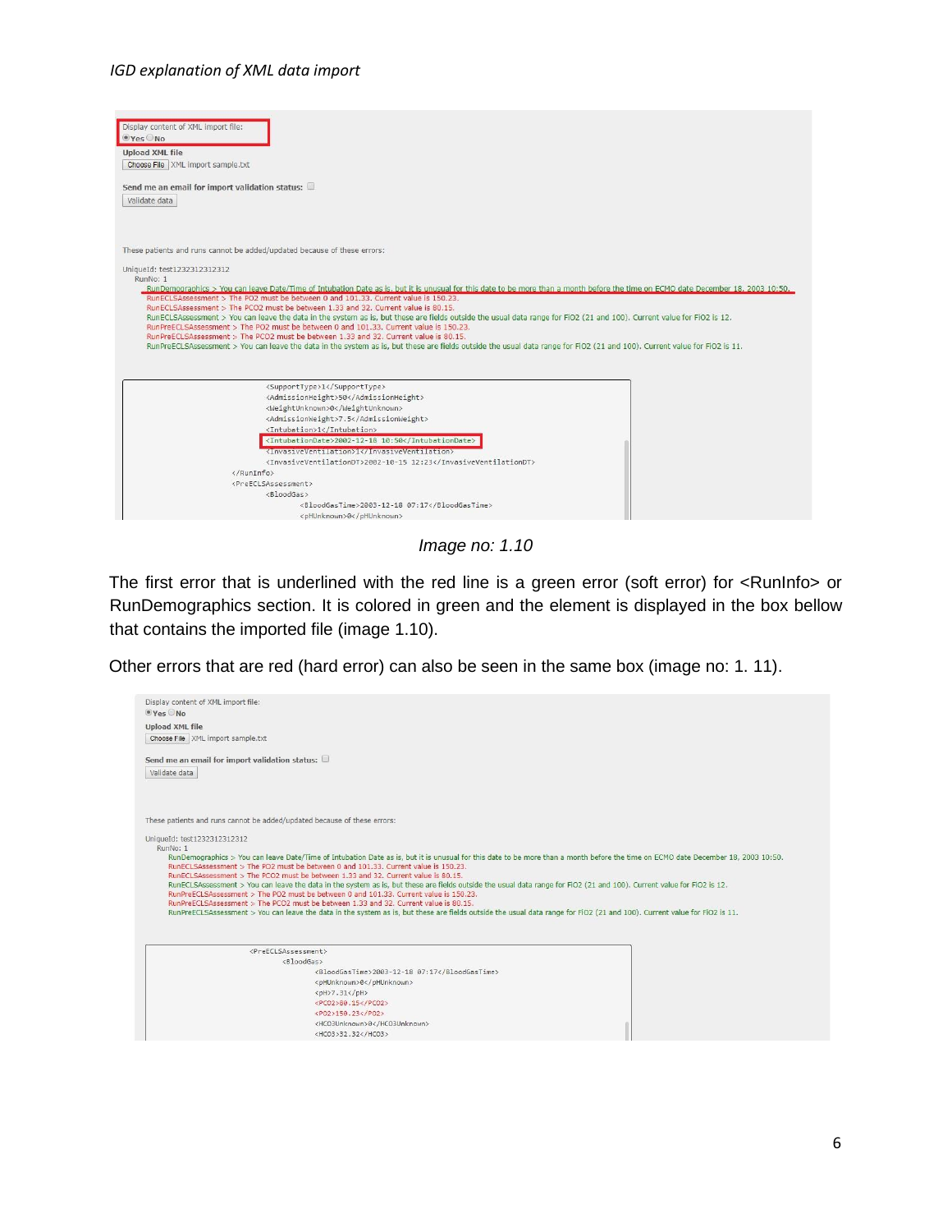Display content of XML import file:
Yes No

Upload XML file
Choose File XML import sample.txt

Send me an email for import validation status:

Validate data

These patients and runs cannot be added/updated because of these errors:

UniqueId: test1232312312312
RunNo: 1
RunDemographics > You can leave Date/Time of Intubation Date as is, but it is unusual for this date to be more than a month before the time on ECMO date December 18, 2003 10:50.
RunECLSAssessment > The PO2 must be between 0 and 101.33. Current value is 150.23.
RunECLSAssessment > The PCO2 must be between 1.33 and 32. Current value is 80.15.
RunECLSAssessment > You can leave the data in the system as is, but these are fields outside the usual data range for FiO2 (21 and 100). Current value for FiO2 is 12.
RunPreECLSAssessment > The PO2 must be between 0 and 101.33. Current value is 150.23.
RunPreECLSAssessment > The PCO2 must be between 1.33 and 32. Current value is 80.15.
RunPreECLSAssessment > You can leave the data in the system as is, but these are fields outside the usual data range for FiO2 (21 and 100). Current value for FiO2 is 11.

```
<SupportType>1</SupportType>
<AdmissionHeight>50</AdmissionHeight>
<WeightUnknown>0</WeightUnknown>
<AdmissionWeight>7.5</AdmissionWeight>
<Intubation>1</Intubation>
<IntubationDate>2002-12-18 10:50</IntubationDate>
<InvasiveVentilation>1</InvasiveVentilation>
<InvasiveVentilationDT>2002-10-15 12:23</InvasiveVentilationDT>
</RunInfo>
<PreECLSAssessment>
<BloodGas>
<BloodGasTime>2003-12-18 07:17</BloodGasTime>
<pHUnknown>0</pHUnknown>
```

*Image no: 1.10*

The first error that is underlined with the red line is a green error (soft error) for <RunInfo> or RunDemographics section. It is colored in green and the element is displayed in the box bellow that contains the imported file (image 1.10).

Other errors that are red (hard error) can also be seen in the same box (image no: 1. 11).

Display content of XML import file:
Yes No

Upload XML file
Choose File XML import sample.txt

Send me an email for import validation status:

Validate data

These patients and runs cannot be added/updated because of these errors:

UniqueId: test1232312312312
RunNo: 1
RunDemographics > You can leave Date/Time of Intubation Date as is, but it is unusual for this date to be more than a month before the time on ECMO date December 18, 2003 10:50.
RunECLSAssessment > The PO2 must be between 0 and 101.33. Current value is 150.23.
RunECLSAssessment > The PCO2 must be between 1.33 and 32. Current value is 80.15.
RunECLSAssessment > You can leave the data in the system as is, but these are fields outside the usual data range for FiO2 (21 and 100). Current value for FiO2 is 12.
RunPreECLSAssessment > The PO2 must be between 0 and 101.33. Current value is 150.23.
RunPreECLSAssessment > The PCO2 must be between 1.33 and 32. Current value is 80.15.
RunPreECLSAssessment > You can leave the data in the system as is, but these are fields outside the usual data range for FiO2 (21 and 100). Current value for FiO2 is 11.

```
<PreECLSAssessment>
<BloodGas>
<BloodGasTime>2003-12-18 07:17</BloodGasTime>
<pHUnknown>0</pHUnknown>
<pH>7.31</pH>
<PCO2>80.15</PCO2>
<PO2>150.23</PO2>
<HCO3Unknown>0</HCO3Unknown>
<HCO3>32.32</HCO3>
```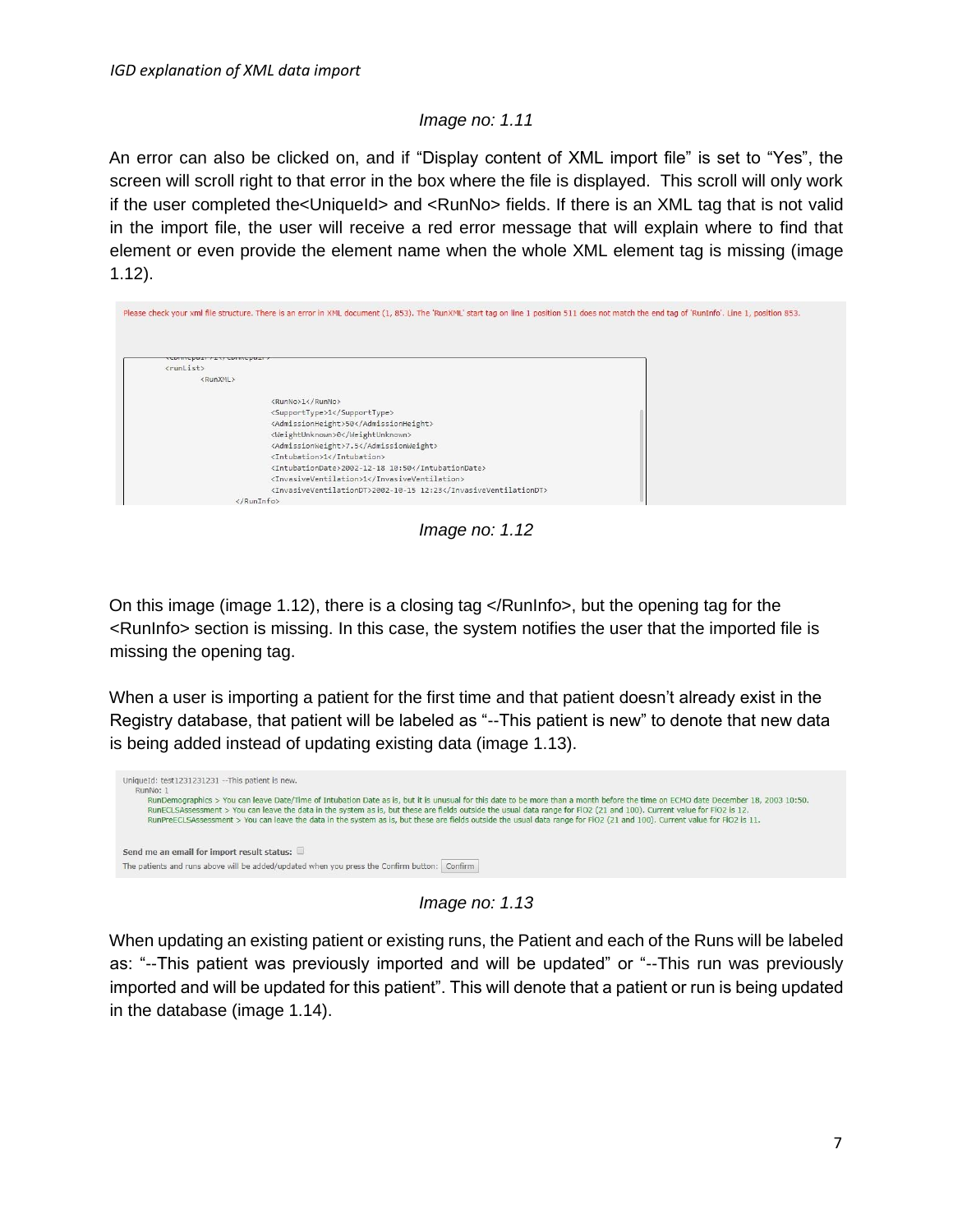*Image no: 1.11*

An error can also be clicked on, and if "Display content of XML import file" is set to "Yes", the screen will scroll right to that error in the box where the file is displayed. This scroll will only work if the user completed the<UniqueId> and <RunNo> fields. If there is an XML tag that is not valid in the import file, the user will receive a red error message that will explain where to find that element or even provide the element name when the whole XML element tag is missing (image 1.12).

Please check your xml file structure. There is an error in XML document (1, 853). The 'RunXML' start tag on line 1 position 511 does not match the end tag of 'RunInfo'. Line 1, position 853.

```
<runList>
    <RunXML>

        <RunNo>1</RunNo>
        <SupportType>1</SupportType>
        <AdmissionHeight>50</AdmissionHeight>
        <WeightUnknown>0</WeightUnknown>
        <AdmissionWeight>7.5</AdmissionWeight>
        <Intubation>1</Intubation>
        <IntubationDate>2002-12-18 10:50</IntubationDate>
        <InvasiveVentilation>1</InvasiveVentilation>
        <InvasiveVentilationDT>2002-10-15 12:23</InvasiveVentilationDT>
    </RunInfo>
```

*Image no: 1.12*

On this image (image 1.12), there is a closing tag </RunInfo>, but the opening tag for the <RunInfo> section is missing. In this case, the system notifies the user that the imported file is missing the opening tag.

When a user is importing a patient for the first time and that patient doesn't already exist in the Registry database, that patient will be labeled as "--This patient is new" to denote that new data is being added instead of updating existing data (image 1.13).

```
UniqueId: test1231231231 --This patient is new.
  RunNo: 1
    RunDemographics > You can leave Date/Time of Intubation Date as is, but it is unusual for this date to be more than a month before the time on ECMO date December 18, 2003 10:50.
    RunECLSAssessment > You can leave the data in the system as is, but these are fields outside the usual data range for FiO2 (21 and 100). Current value for FiO2 is 12.
    RunPreECLSAssessment > You can leave the data in the system as is, but these are fields outside the usual data range for FiO2 (21 and 100). Current value for FiO2 is 11.

Send me an email for import result status: [ ]
The patients and runs above will be added/updated when you press the Confirm button: [Confirm]
```

*Image no: 1.13*

When updating an existing patient or existing runs, the Patient and each of the Runs will be labeled as: "--This patient was previously imported and will be updated" or "--This run was previously imported and will be updated for this patient". This will denote that a patient or run is being updated in the database (image 1.14).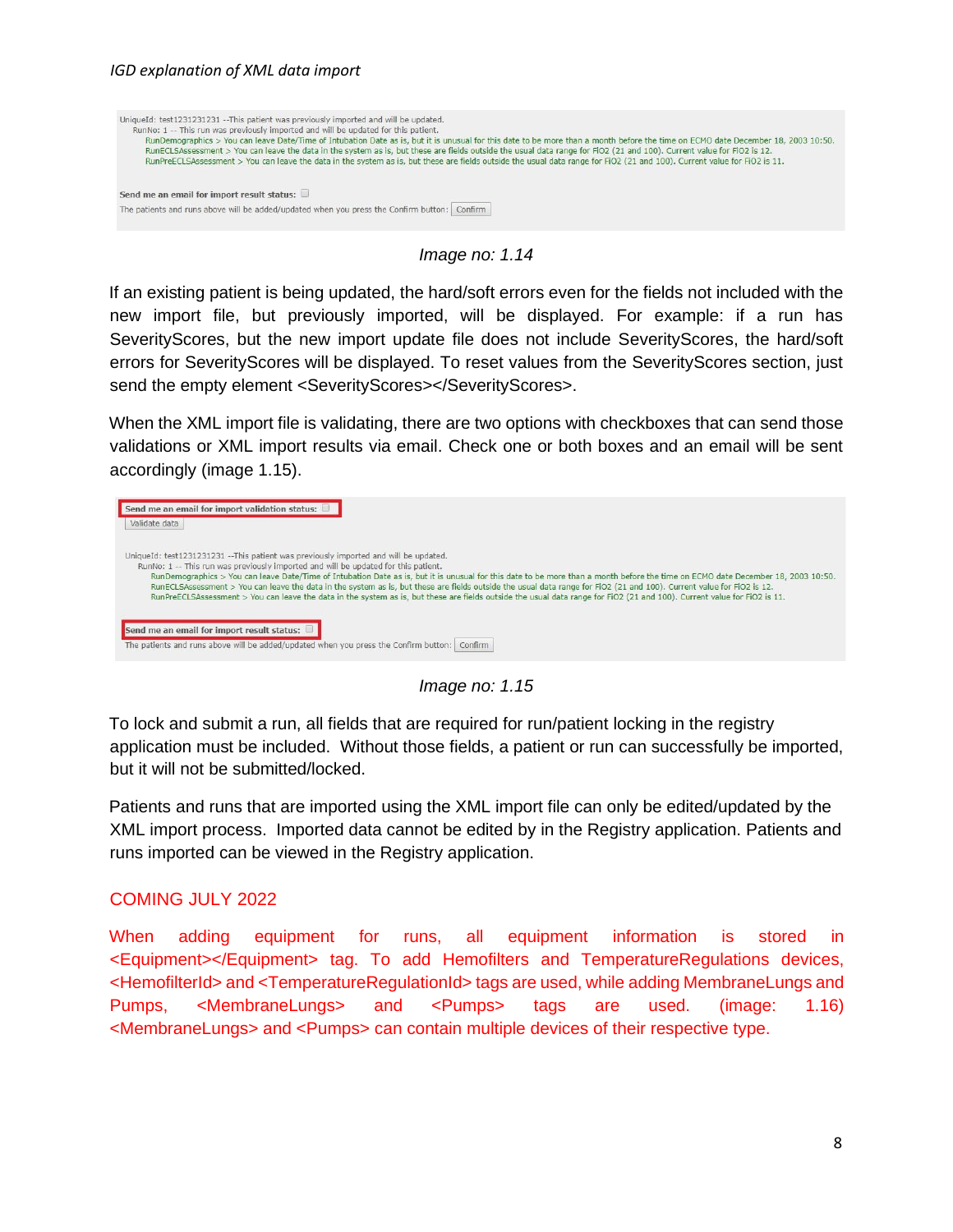UniqueId: test1231231231 --This patient was previously imported and will be updated.
RunNo: 1 -- This run was previously imported and will be updated for this patient.
RunDemographics > You can leave Date/Time of Intubation Date as is, but it is unusual for this date to be more than a month before the time on ECMO date December 18, 2003 10:50.
RunECLSAssessment > You can leave the data in the system as is, but these are fields outside the usual data range for FiO2 (21 and 100). Current value for FiO2 is 12.
RunPreECLSAssessment > You can leave the data in the system as is, but these are fields outside the usual data range for FiO2 (21 and 100). Current value for FiO2 is 11.

**Send me an email for import result status:** ☐
The patients and runs above will be added/updated when you press the Confirm button: [Confirm]

*Image no: 1.14*

If an existing patient is being updated, the hard/soft errors even for the fields not included with the new import file, but previously imported, will be displayed. For example: if a run has SeverityScores, but the new import update file does not include SeverityScores, the hard/soft errors for SeverityScores will be displayed. To reset values from the SeverityScores section, just send the empty element <SeverityScores></SeverityScores>.

When the XML import file is validating, there are two options with checkboxes that can send those validations or XML import results via email. Check one or both boxes and an email will be sent accordingly (image 1.15).

**Send me an email for import validation status:** ☐
[Validate data]

UniqueId: test1231231231 --This patient was previously imported and will be updated.
RunNo: 1 -- This run was previously imported and will be updated for this patient.
RunDemographics > You can leave Date/Time of Intubation Date as is, but it is unusual for this date to be more than a month before the time on ECMO date December 18, 2003 10:50.
RunECLSAssessment > You can leave the data in the system as is, but these are fields outside the usual data range for FiO2 (21 and 100). Current value for FiO2 is 12.
RunPreECLSAssessment > You can leave the data in the system as is, but these are fields outside the usual data range for FiO2 (21 and 100). Current value for FiO2 is 11.

**Send me an email for import result status:** ☐
The patients and runs above will be added/updated when you press the Confirm button: [Confirm]

*Image no: 1.15*

To lock and submit a run, all fields that are required for run/patient locking in the registry application must be included. Without those fields, a patient or run can successfully be imported, but it will not be submitted/locked.

Patients and runs that are imported using the XML import file can only be edited/updated by the XML import process. Imported data cannot be edited by in the Registry application. Patients and runs imported can be viewed in the Registry application.

## COMING JULY 2022

When adding equipment for runs, all equipment information is stored in <Equipment></Equipment> tag. To add Hemofilters and TemperatureRegulations devices, <HemofilterId> and <TemperatureRegulationId> tags are used, while adding MembraneLungs and Pumps, <MembraneLungs> and <Pumps> tags are used. (image: 1.16) <MembraneLungs> and <Pumps> can contain multiple devices of their respective type.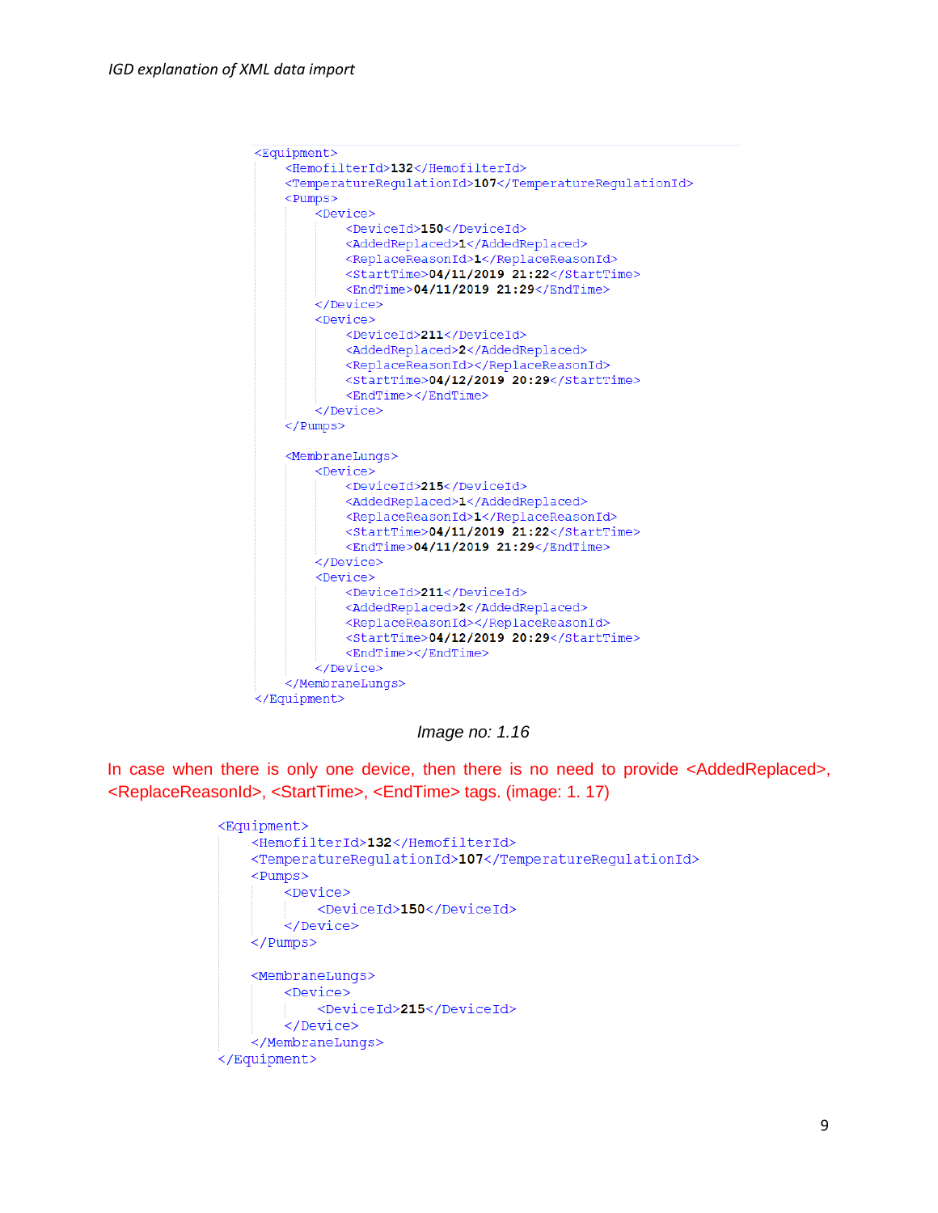```xml
<Equipment>
    <HemofilterId>132</HemofilterId>
    <TemperatureRegulationId>107</TemperatureRegulationId>
    <Pumps>
        <Device>
            <DeviceId>150</DeviceId>
            <AddedReplaced>1</AddedReplaced>
            <ReplaceReasonId>1</ReplaceReasonId>
            <StartTime>04/11/2019 21:22</StartTime>
            <EndTime>04/11/2019 21:29</EndTime>
        </Device>
        <Device>
            <DeviceId>211</DeviceId>
            <AddedReplaced>2</AddedReplaced>
            <ReplaceReasonId></ReplaceReasonId>
            <StartTime>04/12/2019 20:29</StartTime>
            <EndTime></EndTime>
        </Device>
    </Pumps>

    <MembraneLungs>
        <Device>
            <DeviceId>215</DeviceId>
            <AddedReplaced>1</AddedReplaced>
            <ReplaceReasonId>1</ReplaceReasonId>
            <StartTime>04/11/2019 21:22</StartTime>
            <EndTime>04/11/2019 21:29</EndTime>
        </Device>
        <Device>
            <DeviceId>211</DeviceId>
            <AddedReplaced>2</AddedReplaced>
            <ReplaceReasonId></ReplaceReasonId>
            <StartTime>04/12/2019 20:29</StartTime>
            <EndTime></EndTime>
        </Device>
    </MembraneLungs>
</Equipment>
```

*Image no: 1.16*

In case when there is only one device, then there is no need to provide <AddedReplaced>, <ReplaceReasonId>, <StartTime>, <EndTime> tags. (image: 1. 17)

```xml
<Equipment>
    <HemofilterId>132</HemofilterId>
    <TemperatureRegulationId>107</TemperatureRegulationId>
    <Pumps>
        <Device>
            <DeviceId>150</DeviceId>
        </Device>
    </Pumps>

    <MembraneLungs>
        <Device>
            <DeviceId>215</DeviceId>
        </Device>
    </MembraneLungs>
</Equipment>
```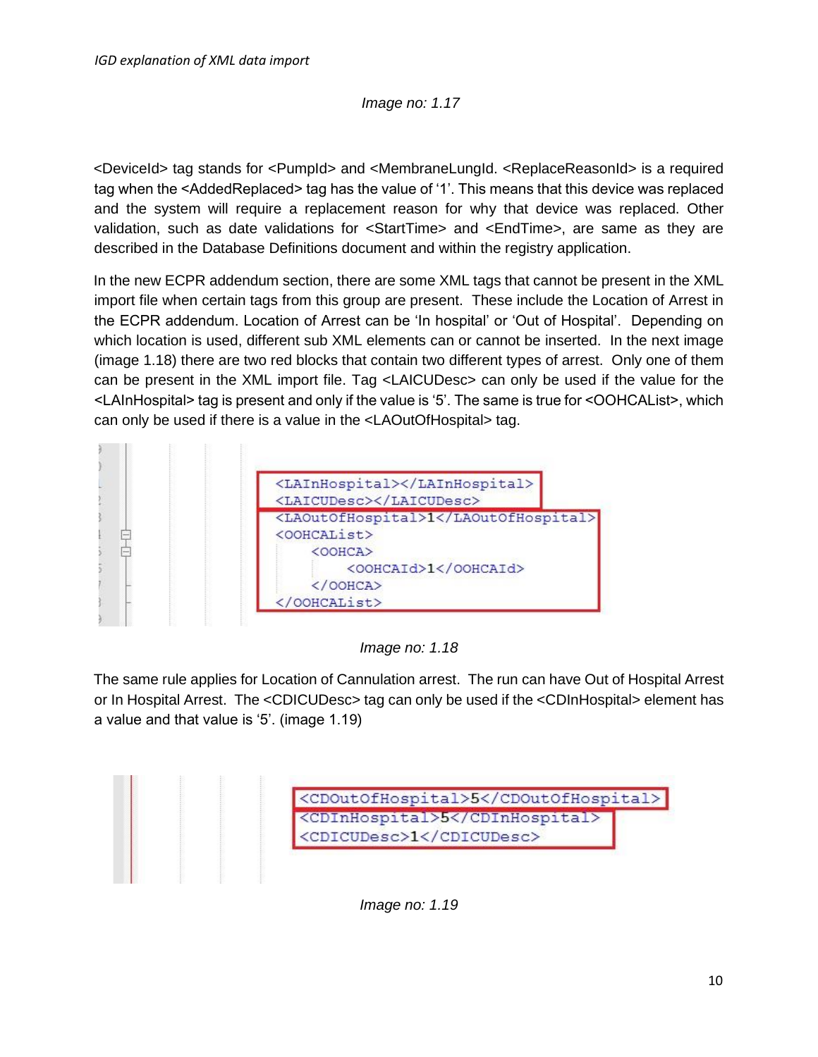Image no: 1.17

<DeviceId> tag stands for <PumpId> and <MembraneLungId. <ReplaceReasonId> is a required tag when the <AddedReplaced> tag has the value of '1'. This means that this device was replaced and the system will require a replacement reason for why that device was replaced. Other validation, such as date validations for <StartTime> and <EndTime>, are same as they are described in the Database Definitions document and within the registry application.

In the new ECPR addendum section, there are some XML tags that cannot be present in the XML import file when certain tags from this group are present. These include the Location of Arrest in the ECPR addendum. Location of Arrest can be 'In hospital' or 'Out of Hospital'. Depending on which location is used, different sub XML elements can or cannot be inserted. In the next image (image 1.18) there are two red blocks that contain two different types of arrest. Only one of them can be present in the XML import file. Tag <LAICUDesc> can only be used if the value for the <LAInHospital> tag is present and only if the value is '5'. The same is true for <OOHCAList>, which can only be used if there is a value in the <LAOutOfHospital> tag.

```
<LAInHospital></LAInHospital>
<LAICUDesc></LAICUDesc>
<LAOutOfHospital>1</LAOutOfHospital>
<OOHCAList>
    <OOHCA>
        <OOHCAId>1</OOHCAId>
    </OOHCA>
</OOHCAList>
```

Image no: 1.18

The same rule applies for Location of Cannulation arrest. The run can have Out of Hospital Arrest or In Hospital Arrest. The <CDICUDesc> tag can only be used if the <CDInHospital> element has a value and that value is '5'. (image 1.19)

```
<CDOutOfHospital>5</CDOutOfHospital>
<CDInHospital>5</CDInHospital>
<CDICUDesc>1</CDICUDesc>
```

Image no: 1.19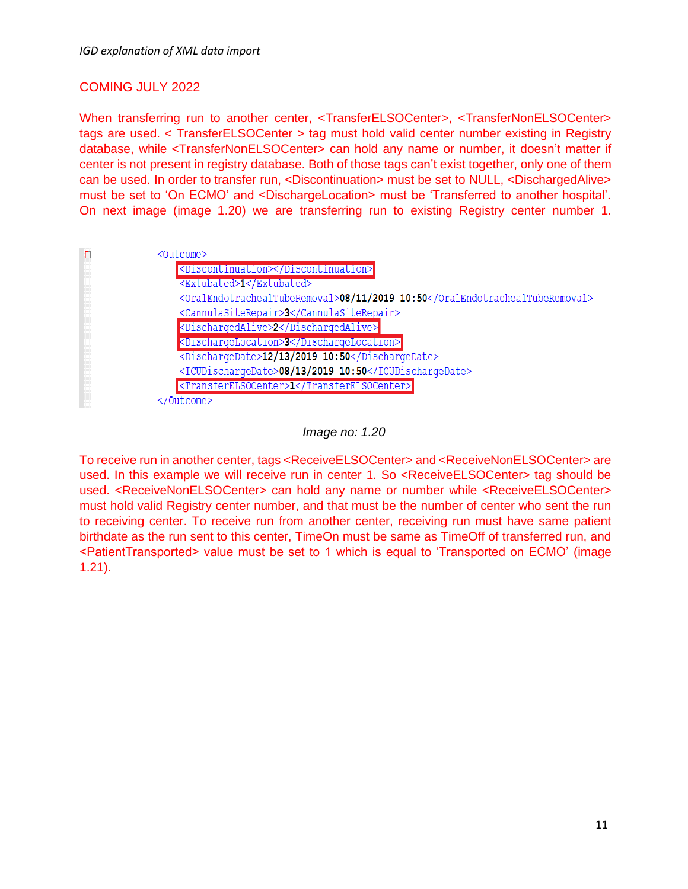COMING JULY 2022

When transferring run to another center, <TransferELSOCenter>, <TransferNonELSOCenter> tags are used. < TransferELSOCenter > tag must hold valid center number existing in Registry database, while <TransferNonELSOCenter> can hold any name or number, it doesn't matter if center is not present in registry database. Both of those tags can't exist together, only one of them can be used. In order to transfer run, <Discontinuation> must be set to NULL, <DischargedAlive> must be set to 'On ECMO' and <DischargeLocation> must be 'Transferred to another hospital'. On next image (image 1.20) we are transferring run to existing Registry center number 1.

```
<Outcome>
    <Discontinuation></Discontinuation>
    <Extubated>1</Extubated>
    <OralEndotrachealTubeRemoval>08/11/2019 10:50</OralEndotrachealTubeRemoval>
    <CannulaSiteRepair>3</CannulaSiteRepair>
    <DischargedAlive>2</DischargedAlive>
    <DischargeLocation>3</DischargeLocation>
    <DischargeDate>12/13/2019 10:50</DischargeDate>
    <ICUDischargeDate>08/13/2019 10:50</ICUDischargeDate>
    <TransferELSOCenter>1</TransferELSOCenter>
</Outcome>
```

*Image no: 1.20*

To receive run in another center, tags <ReceiveELSOCenter> and <ReceiveNonELSOCenter> are used. In this example we will receive run in center 1. So <ReceiveELSOCenter> tag should be used. <ReceiveNonELSOCenter> can hold any name or number while <ReceiveELSOCenter> must hold valid Registry center number, and that must be the number of center who sent the run to receiving center. To receive run from another center, receiving run must have same patient birthdate as the run sent to this center, TimeOn must be same as TimeOff of transferred run, and <PatientTransported> value must be set to 1 which is equal to 'Transported on ECMO' (image 1.21).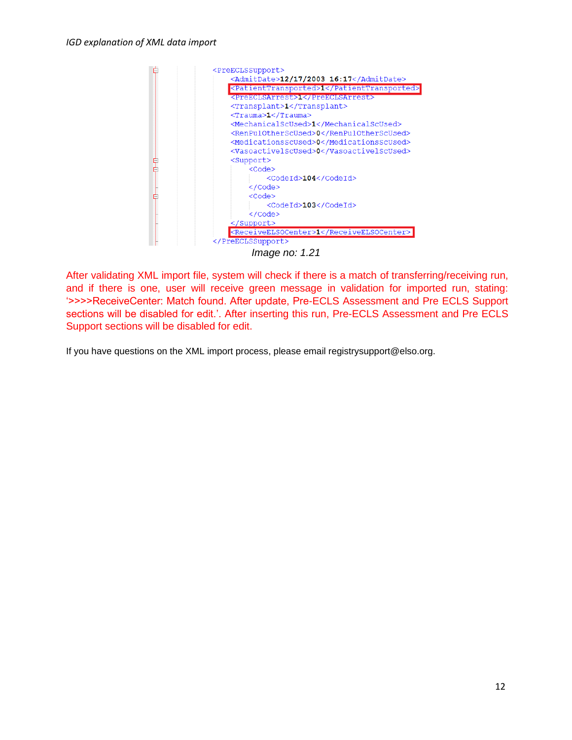```xml
<PreECLSSupport>
    <AdmitDate>12/17/2003 16:17</AdmitDate>
    <PatientTransported>1</PatientTransported>
    <PreECLSArrest>1</PreECLSArrest>
    <Transplant>1</Transplant>
    <Trauma>1</Trauma>
    <MechanicalScUsed>1</MechanicalScUsed>
    <RenPulOtherScUsed>0</RenPulOtherScUsed>
    <MedicationsScUsed>0</MedicationsScUsed>
    <VasoactiveIScUsed>0</VasoactiveIScUsed>
    <Support>
        <Code>
            <CodeId>104</CodeId>
        </Code>
        <Code>
            <CodeId>103</CodeId>
        </Code>
    </Support>
    <ReceiveELSOCenter>1</ReceiveELSOCenter>
</PreECLSSupport>
```

*Image no: 1.21*

After validating XML import file, system will check if there is a match of transferring/receiving run, and if there is one, user will receive green message in validation for imported run, stating: '>>>>ReceiveCenter: Match found. After update, Pre-ECLS Assessment and Pre ECLS Support sections will be disabled for edit.'. After inserting this run, Pre-ECLS Assessment and Pre ECLS Support sections will be disabled for edit.

If you have questions on the XML import process, please email registrysupport@elso.org.